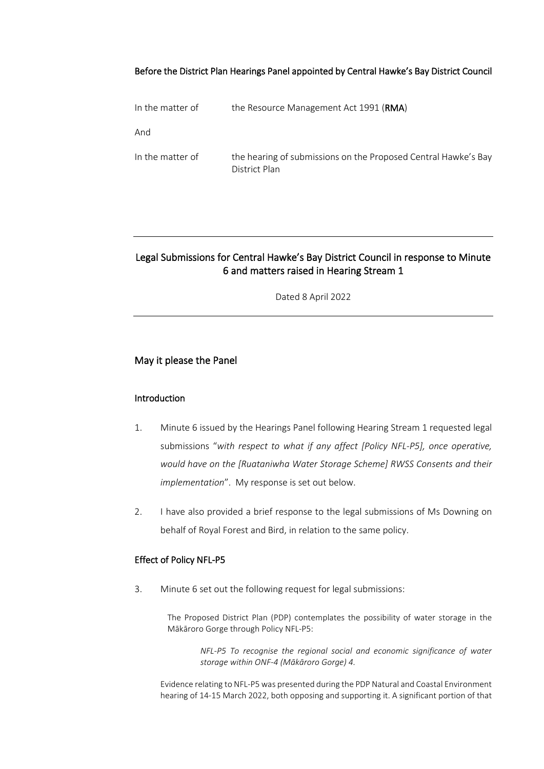Before the District Plan Hearings Panel appointed by Central Hawke's Bay District Council

| | |
|---|---|
| In the matter of | the Resource Management Act 1991 (**RMA**) |
| And | |
| In the matter of | the hearing of submissions on the Proposed Central Hawke's Bay District Plan |

---

## Legal Submissions for Central Hawke's Bay District Council in response to Minute 6 and matters raised in Hearing Stream 1

Dated 8 April 2022

---

## May it please the Panel

### Introduction

1. Minute 6 issued by the Hearings Panel following Hearing Stream 1 requested legal submissions "*with respect to what if any affect [Policy NFL-P5], once operative, would have on the [Ruataniwha Water Storage Scheme] RWSS Consents and their implementation*". My response is set out below.

2. I have also provided a brief response to the legal submissions of Ms Downing on behalf of Royal Forest and Bird, in relation to the same policy.

### Effect of Policy NFL-P5

3. Minute 6 set out the following request for legal submissions:

> The Proposed District Plan (PDP) contemplates the possibility of water storage in the Mākāroro Gorge through Policy NFL-P5:
>
> > *NFL-P5 To recognise the regional social and economic significance of water storage within ONF-4 (Mākāroro Gorge) 4.*
>
> Evidence relating to NFL-P5 was presented during the PDP Natural and Coastal Environment hearing of 14-15 March 2022, both opposing and supporting it. A significant portion of that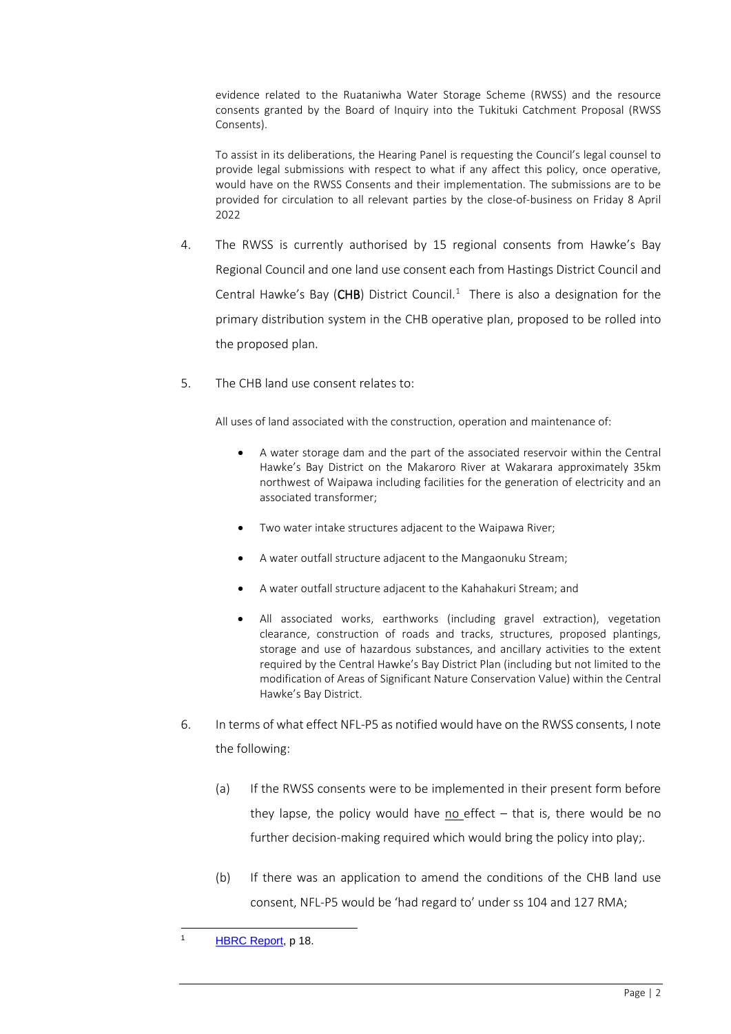> evidence related to the Ruataniwha Water Storage Scheme (RWSS) and the resource consents granted by the Board of Inquiry into the Tukituki Catchment Proposal (RWSS Consents).
>
> To assist in its deliberations, the Hearing Panel is requesting the Council's legal counsel to provide legal submissions with respect to what if any affect this policy, once operative, would have on the RWSS Consents and their implementation. The submissions are to be provided for circulation to all relevant parties by the close-of-business on Friday 8 April 2022

4. The RWSS is currently authorised by 15 regional consents from Hawke's Bay Regional Council and one land use consent each from Hastings District Council and Central Hawke's Bay (**CHB**) District Council.[1] There is also a designation for the primary distribution system in the CHB operative plan, proposed to be rolled into the proposed plan.

5. The CHB land use consent relates to:

> All uses of land associated with the construction, operation and maintenance of:
>
> - A water storage dam and the part of the associated reservoir within the Central Hawke's Bay District on the Makaroro River at Wakarara approximately 35km northwest of Waipawa including facilities for the generation of electricity and an associated transformer;
> - Two water intake structures adjacent to the Waipawa River;
> - A water outfall structure adjacent to the Mangaonuku Stream;
> - A water outfall structure adjacent to the Kahahakuri Stream; and
> - All associated works, earthworks (including gravel extraction), vegetation clearance, construction of roads and tracks, structures, proposed plantings, storage and use of hazardous substances, and ancillary activities to the extent required by the Central Hawke's Bay District Plan (including but not limited to the modification of Areas of Significant Nature Conservation Value) within the Central Hawke's Bay District.

6. In terms of what effect NFL-P5 as notified would have on the RWSS consents, I note the following:

   (a) If the RWSS consents were to be implemented in their present form before they lapse, the policy would have <u>no</u> effect – that is, there would be no further decision-making required which would bring the policy into play;.

   (b) If there was an application to amend the conditions of the CHB land use consent, NFL-P5 would be 'had regard to' under ss 104 and 127 RMA;

---

[1] HBRC Report, p 18.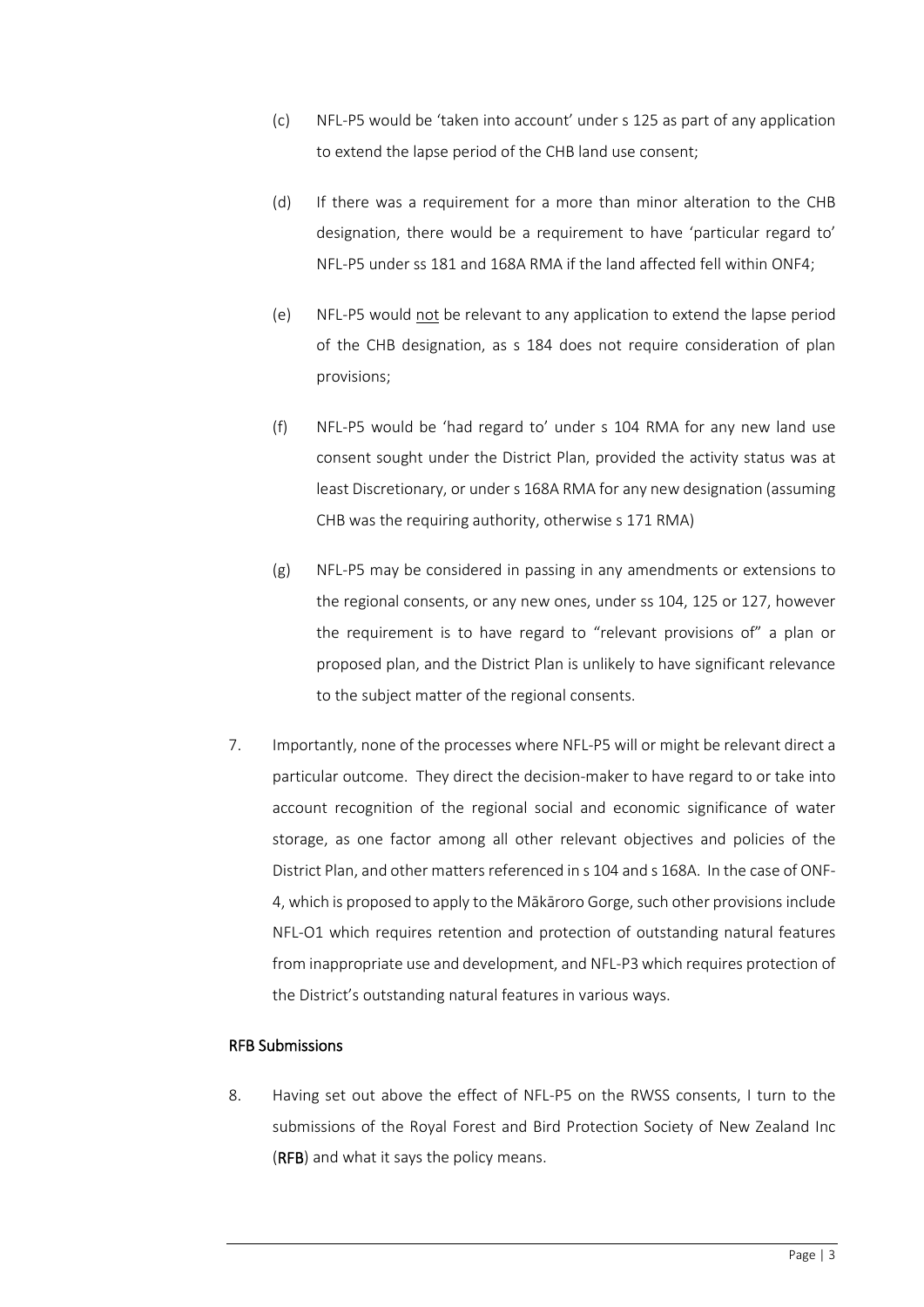(c) NFL-P5 would be 'taken into account' under s 125 as part of any application to extend the lapse period of the CHB land use consent;

(d) If there was a requirement for a more than minor alteration to the CHB designation, there would be a requirement to have 'particular regard to' NFL-P5 under ss 181 and 168A RMA if the land affected fell within ONF4;

(e) NFL-P5 would not be relevant to any application to extend the lapse period of the CHB designation, as s 184 does not require consideration of plan provisions;

(f) NFL-P5 would be 'had regard to' under s 104 RMA for any new land use consent sought under the District Plan, provided the activity status was at least Discretionary, or under s 168A RMA for any new designation (assuming CHB was the requiring authority, otherwise s 171 RMA)

(g) NFL-P5 may be considered in passing in any amendments or extensions to the regional consents, or any new ones, under ss 104, 125 or 127, however the requirement is to have regard to "relevant provisions of" a plan or proposed plan, and the District Plan is unlikely to have significant relevance to the subject matter of the regional consents.

7. Importantly, none of the processes where NFL-P5 will or might be relevant direct a particular outcome. They direct the decision-maker to have regard to or take into account recognition of the regional social and economic significance of water storage, as one factor among all other relevant objectives and policies of the District Plan, and other matters referenced in s 104 and s 168A. In the case of ONF-4, which is proposed to apply to the Mākāroro Gorge, such other provisions include NFL-O1 which requires retention and protection of outstanding natural features from inappropriate use and development, and NFL-P3 which requires protection of the District's outstanding natural features in various ways.

## RFB Submissions

8. Having set out above the effect of NFL-P5 on the RWSS consents, I turn to the submissions of the Royal Forest and Bird Protection Society of New Zealand Inc (**RFB**) and what it says the policy means.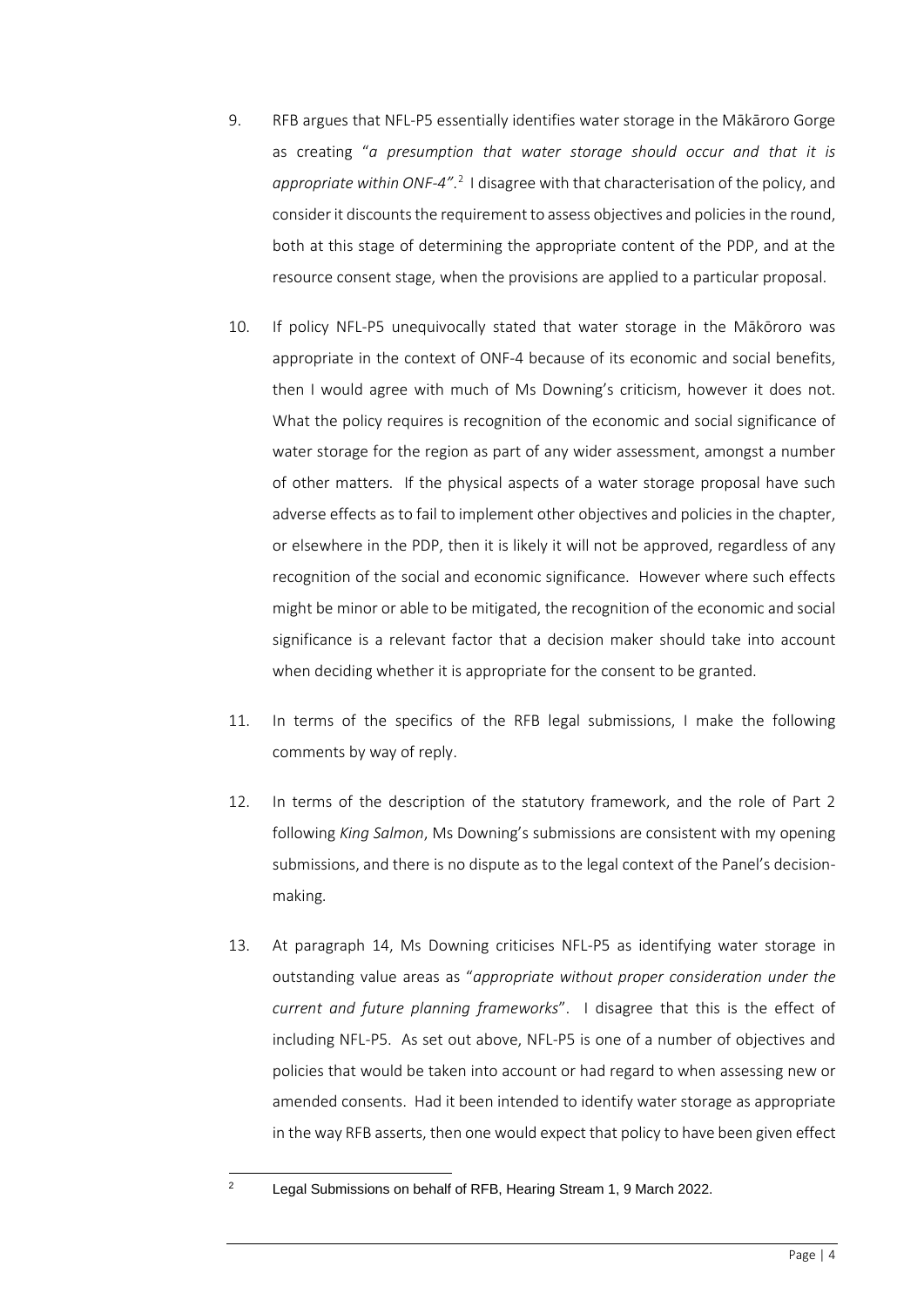9. RFB argues that NFL-P5 essentially identifies water storage in the Mākāroro Gorge as creating "*a presumption that water storage should occur and that it is appropriate within ONF-4"*.[2] I disagree with that characterisation of the policy, and consider it discounts the requirement to assess objectives and policies in the round, both at this stage of determining the appropriate content of the PDP, and at the resource consent stage, when the provisions are applied to a particular proposal.

10. If policy NFL-P5 unequivocally stated that water storage in the Mākōroro was appropriate in the context of ONF-4 because of its economic and social benefits, then I would agree with much of Ms Downing's criticism, however it does not. What the policy requires is recognition of the economic and social significance of water storage for the region as part of any wider assessment, amongst a number of other matters. If the physical aspects of a water storage proposal have such adverse effects as to fail to implement other objectives and policies in the chapter, or elsewhere in the PDP, then it is likely it will not be approved, regardless of any recognition of the social and economic significance. However where such effects might be minor or able to be mitigated, the recognition of the economic and social significance is a relevant factor that a decision maker should take into account when deciding whether it is appropriate for the consent to be granted.

11. In terms of the specifics of the RFB legal submissions, I make the following comments by way of reply.

12. In terms of the description of the statutory framework, and the role of Part 2 following *King Salmon*, Ms Downing's submissions are consistent with my opening submissions, and there is no dispute as to the legal context of the Panel's decision-making.

13. At paragraph 14, Ms Downing criticises NFL-P5 as identifying water storage in outstanding value areas as "*appropriate without proper consideration under the current and future planning frameworks*". I disagree that this is the effect of including NFL-P5. As set out above, NFL-P5 is one of a number of objectives and policies that would be taken into account or had regard to when assessing new or amended consents. Had it been intended to identify water storage as appropriate in the way RFB asserts, then one would expect that policy to have been given effect

---

[2] Legal Submissions on behalf of RFB, Hearing Stream 1, 9 March 2022.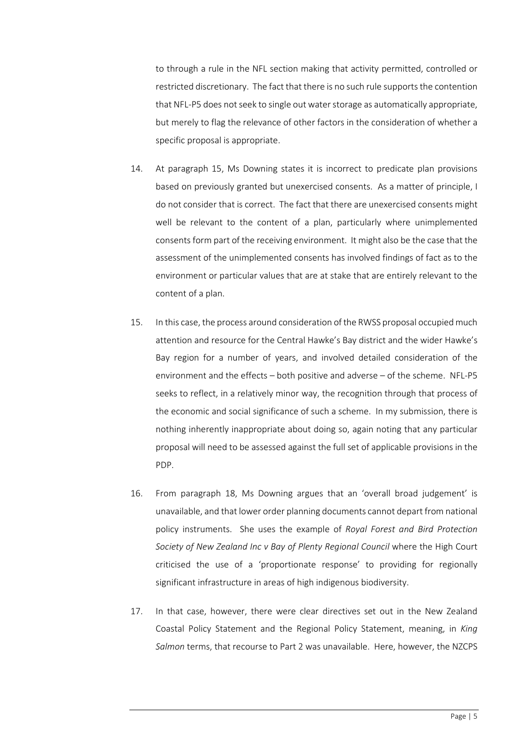to through a rule in the NFL section making that activity permitted, controlled or restricted discretionary. The fact that there is no such rule supports the contention that NFL-P5 does not seek to single out water storage as automatically appropriate, but merely to flag the relevance of other factors in the consideration of whether a specific proposal is appropriate.

14. At paragraph 15, Ms Downing states it is incorrect to predicate plan provisions based on previously granted but unexercised consents. As a matter of principle, I do not consider that is correct. The fact that there are unexercised consents might well be relevant to the content of a plan, particularly where unimplemented consents form part of the receiving environment. It might also be the case that the assessment of the unimplemented consents has involved findings of fact as to the environment or particular values that are at stake that are entirely relevant to the content of a plan.

15. In this case, the process around consideration of the RWSS proposal occupied much attention and resource for the Central Hawke's Bay district and the wider Hawke's Bay region for a number of years, and involved detailed consideration of the environment and the effects – both positive and adverse – of the scheme. NFL-P5 seeks to reflect, in a relatively minor way, the recognition through that process of the economic and social significance of such a scheme. In my submission, there is nothing inherently inappropriate about doing so, again noting that any particular proposal will need to be assessed against the full set of applicable provisions in the PDP.

16. From paragraph 18, Ms Downing argues that an 'overall broad judgement' is unavailable, and that lower order planning documents cannot depart from national policy instruments. She uses the example of *Royal Forest and Bird Protection Society of New Zealand Inc v Bay of Plenty Regional Council* where the High Court criticised the use of a 'proportionate response' to providing for regionally significant infrastructure in areas of high indigenous biodiversity.

17. In that case, however, there were clear directives set out in the New Zealand Coastal Policy Statement and the Regional Policy Statement, meaning, in *King Salmon* terms, that recourse to Part 2 was unavailable. Here, however, the NZCPS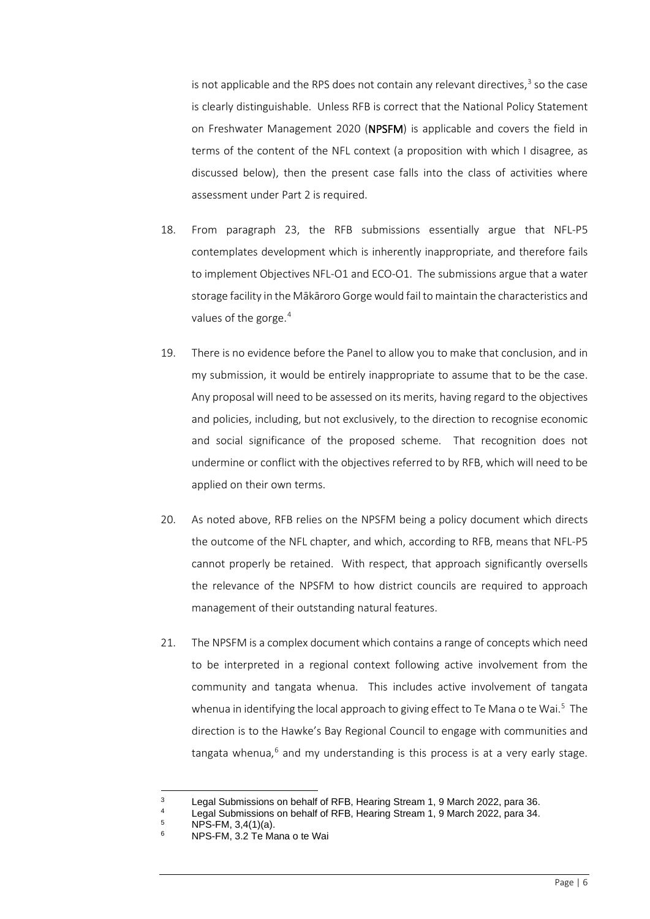is not applicable and the RPS does not contain any relevant directives,[3] so the case is clearly distinguishable. Unless RFB is correct that the National Policy Statement on Freshwater Management 2020 (**NPSFM**) is applicable and covers the field in terms of the content of the NFL context (a proposition with which I disagree, as discussed below), then the present case falls into the class of activities where assessment under Part 2 is required.

18. From paragraph 23, the RFB submissions essentially argue that NFL-P5 contemplates development which is inherently inappropriate, and therefore fails to implement Objectives NFL-O1 and ECO-O1. The submissions argue that a water storage facility in the Mākāroro Gorge would fail to maintain the characteristics and values of the gorge.[4]

19. There is no evidence before the Panel to allow you to make that conclusion, and in my submission, it would be entirely inappropriate to assume that to be the case. Any proposal will need to be assessed on its merits, having regard to the objectives and policies, including, but not exclusively, to the direction to recognise economic and social significance of the proposed scheme. That recognition does not undermine or conflict with the objectives referred to by RFB, which will need to be applied on their own terms.

20. As noted above, RFB relies on the NPSFM being a policy document which directs the outcome of the NFL chapter, and which, according to RFB, means that NFL-P5 cannot properly be retained. With respect, that approach significantly oversells the relevance of the NPSFM to how district councils are required to approach management of their outstanding natural features.

21. The NPSFM is a complex document which contains a range of concepts which need to be interpreted in a regional context following active involvement from the community and tangata whenua. This includes active involvement of tangata whenua in identifying the local approach to giving effect to Te Mana o te Wai.[5] The direction is to the Hawke's Bay Regional Council to engage with communities and tangata whenua,[6] and my understanding is this process is at a very early stage.

---

[3] Legal Submissions on behalf of RFB, Hearing Stream 1, 9 March 2022, para 36.

[4] Legal Submissions on behalf of RFB, Hearing Stream 1, 9 March 2022, para 34.

[5] NPS-FM, 3,4(1)(a).

[6] NPS-FM, 3.2 Te Mana o te Wai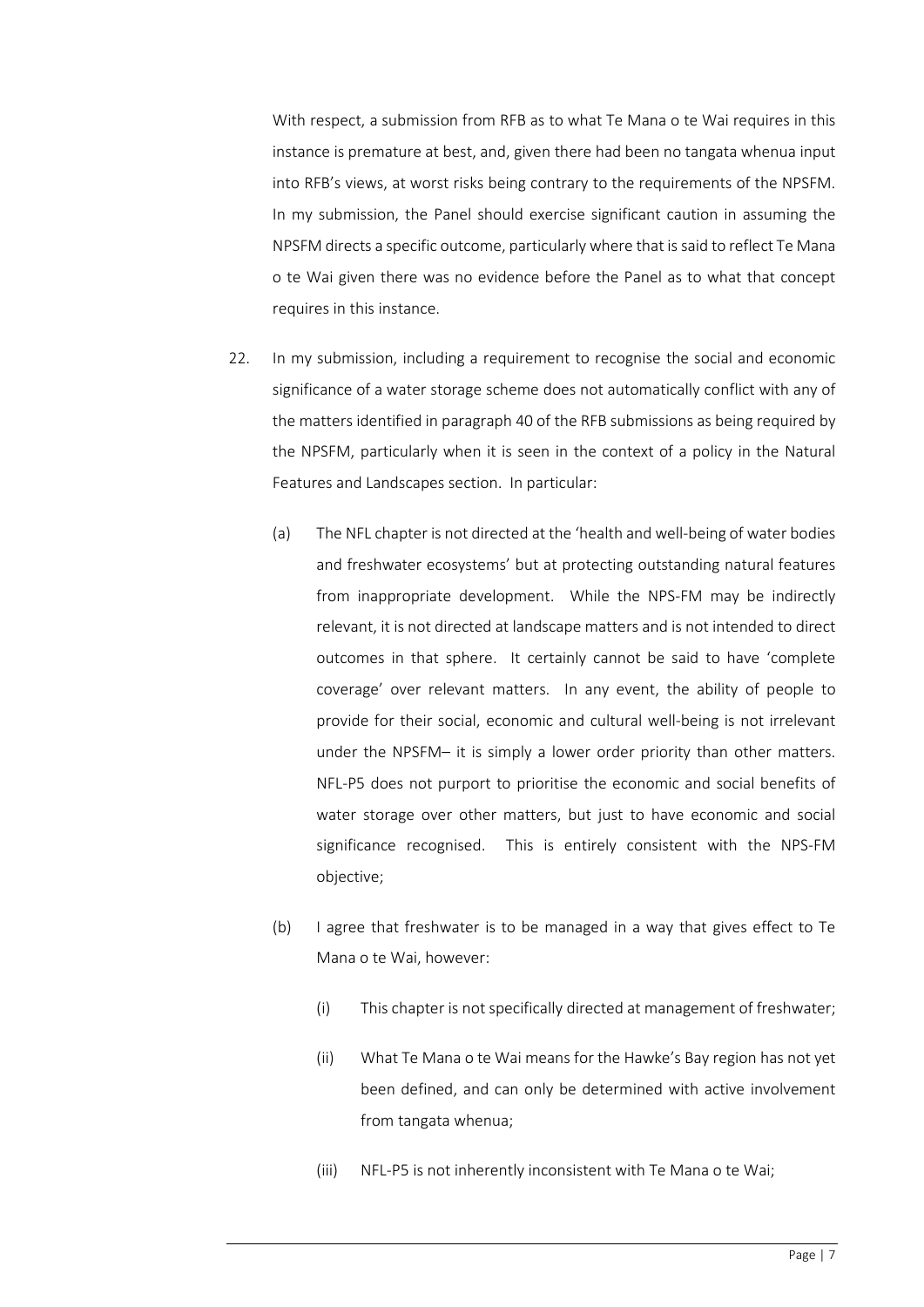With respect, a submission from RFB as to what Te Mana o te Wai requires in this instance is premature at best, and, given there had been no tangata whenua input into RFB's views, at worst risks being contrary to the requirements of the NPSFM. In my submission, the Panel should exercise significant caution in assuming the NPSFM directs a specific outcome, particularly where that is said to reflect Te Mana o te Wai given there was no evidence before the Panel as to what that concept requires in this instance.

22. In my submission, including a requirement to recognise the social and economic significance of a water storage scheme does not automatically conflict with any of the matters identified in paragraph 40 of the RFB submissions as being required by the NPSFM, particularly when it is seen in the context of a policy in the Natural Features and Landscapes section. In particular:

    (a) The NFL chapter is not directed at the 'health and well-being of water bodies and freshwater ecosystems' but at protecting outstanding natural features from inappropriate development. While the NPS-FM may be indirectly relevant, it is not directed at landscape matters and is not intended to direct outcomes in that sphere. It certainly cannot be said to have 'complete coverage' over relevant matters. In any event, the ability of people to provide for their social, economic and cultural well-being is not irrelevant under the NPSFM– it is simply a lower order priority than other matters. NFL-P5 does not purport to prioritise the economic and social benefits of water storage over other matters, but just to have economic and social significance recognised. This is entirely consistent with the NPS-FM objective;

    (b) I agree that freshwater is to be managed in a way that gives effect to Te Mana o te Wai, however:

        (i) This chapter is not specifically directed at management of freshwater;

        (ii) What Te Mana o te Wai means for the Hawke's Bay region has not yet been defined, and can only be determined with active involvement from tangata whenua;

        (iii) NFL-P5 is not inherently inconsistent with Te Mana o te Wai;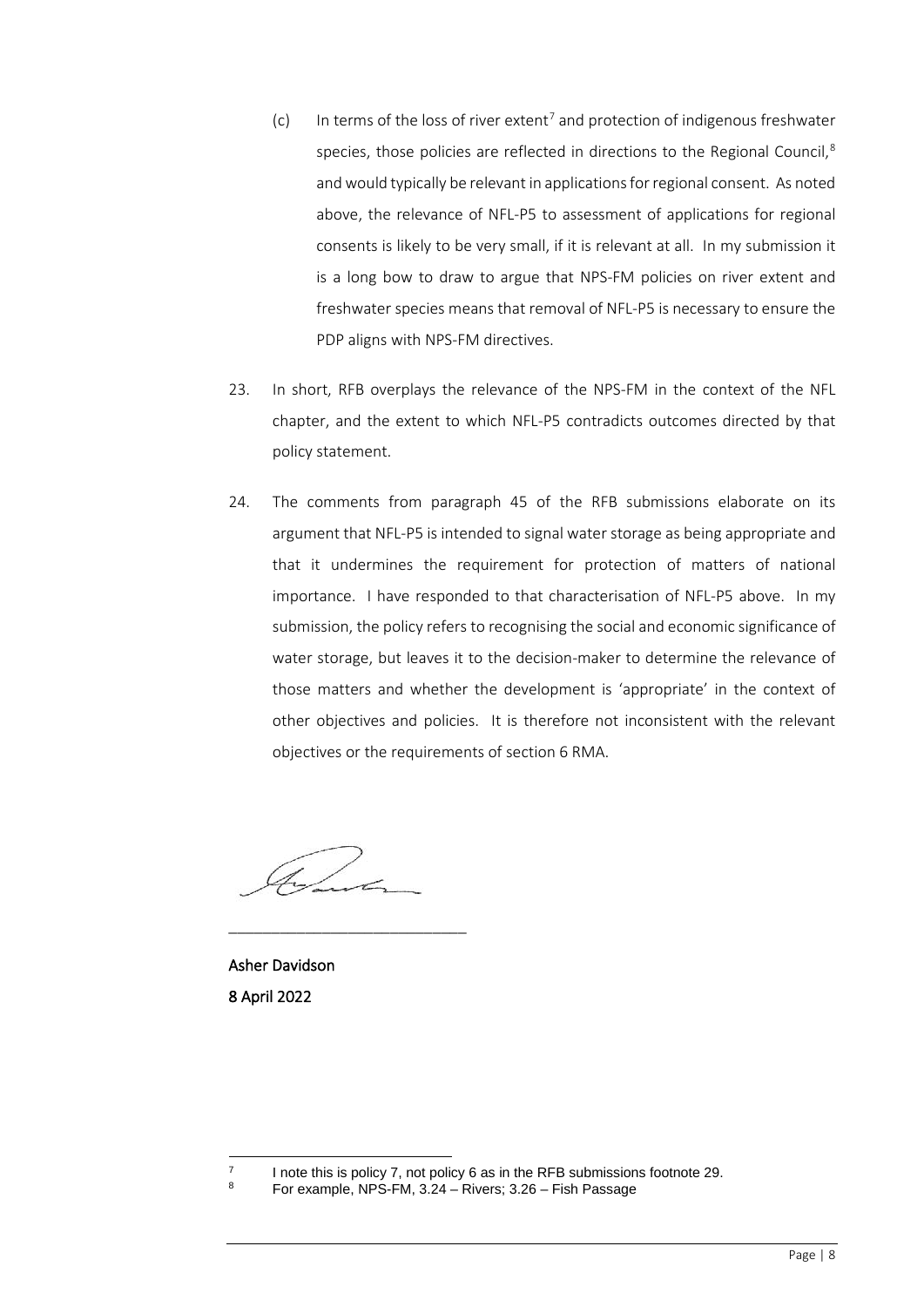(c) In terms of the loss of river extent[7] and protection of indigenous freshwater species, those policies are reflected in directions to the Regional Council,[8] and would typically be relevant in applications for regional consent. As noted above, the relevance of NFL-P5 to assessment of applications for regional consents is likely to be very small, if it is relevant at all. In my submission it is a long bow to draw to argue that NPS-FM policies on river extent and freshwater species means that removal of NFL-P5 is necessary to ensure the PDP aligns with NPS-FM directives.

23. In short, RFB overplays the relevance of the NPS-FM in the context of the NFL chapter, and the extent to which NFL-P5 contradicts outcomes directed by that policy statement.

24. The comments from paragraph 45 of the RFB submissions elaborate on its argument that NFL-P5 is intended to signal water storage as being appropriate and that it undermines the requirement for protection of matters of national importance. I have responded to that characterisation of NFL-P5 above. In my submission, the policy refers to recognising the social and economic significance of water storage, but leaves it to the decision-maker to determine the relevance of those matters and whether the development is 'appropriate' in the context of other objectives and policies. It is therefore not inconsistent with the relevant objectives or the requirements of section 6 RMA.

\_\_\_\_\_\_\_\_\_\_\_\_\_\_\_\_\_\_\_\_\_\_\_\_\_\_\_\_

**Asher Davidson**
**8 April 2022**

---

[7] I note this is policy 7, not policy 6 as in the RFB submissions footnote 29.

[8] For example, NPS-FM, 3.24 – Rivers; 3.26 – Fish Passage